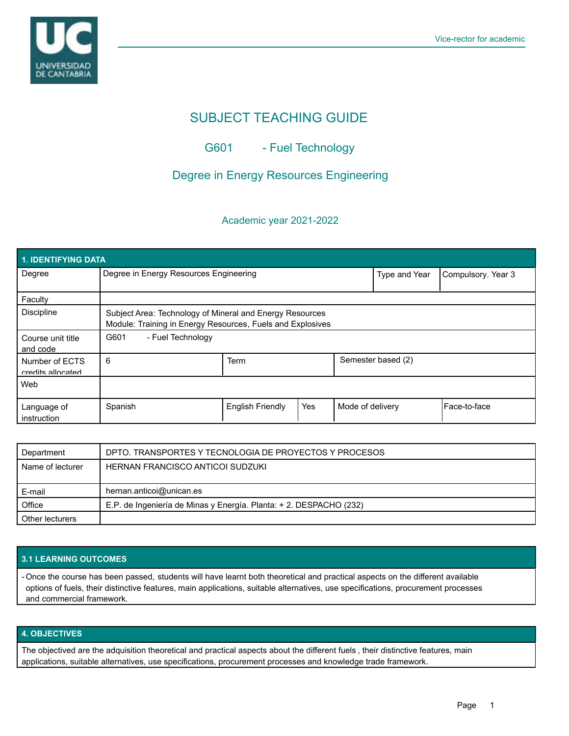# SUBJECT TEACHING GUIDE

## G601 - Fuel Technology

## Degree in Energy Resources Engineering

### Academic year 2021-2022

| 1. IDENTIFYING DATA | | | | | |
|---|---|---|---|---|---|
| Degree | Degree in Energy Resources Engineering | | | Type and Year | Compulsory. Year 3 |
| Faculty | | | | | |
| Discipline | Subject Area: Technology of Mineral and Energy Resources<br>Module: Training in Energy Resources, Fuels and Explosives | | | | |
| Course unit title and code | G601 - Fuel Technology | | | | |
| Number of ECTS credits allocated | 6 | Term | Semester based (2) | | |
| Web | | | | | |
| Language of instruction | Spanish | English Friendly | Yes | Mode of delivery | Face-to-face |

| Department | DPTO. TRANSPORTES Y TECNOLOGIA DE PROYECTOS Y PROCESOS |
|---|---|
| Name of lecturer | HERNAN FRANCISCO ANTICOI SUDZUKI |
| E-mail | hernan.anticoi@unican.es |
| Office | E.P. de Ingeniería de Minas y Energía. Planta: + 2. DESPACHO (232) |
| Other lecturers | |

## 3.1 LEARNING OUTCOMES

- Once the course has been passed, students will have learnt both theoretical and practical aspects on the different available options of fuels, their distinctive features, main applications, suitable alternatives, use specifications, procurement processes and commercial framework.

## 4. OBJECTIVES

The objectived are the adquisition theoretical and practical aspects about the different fuels , their distinctive features, main applications, suitable alternatives, use specifications, procurement processes and knowledge trade framework.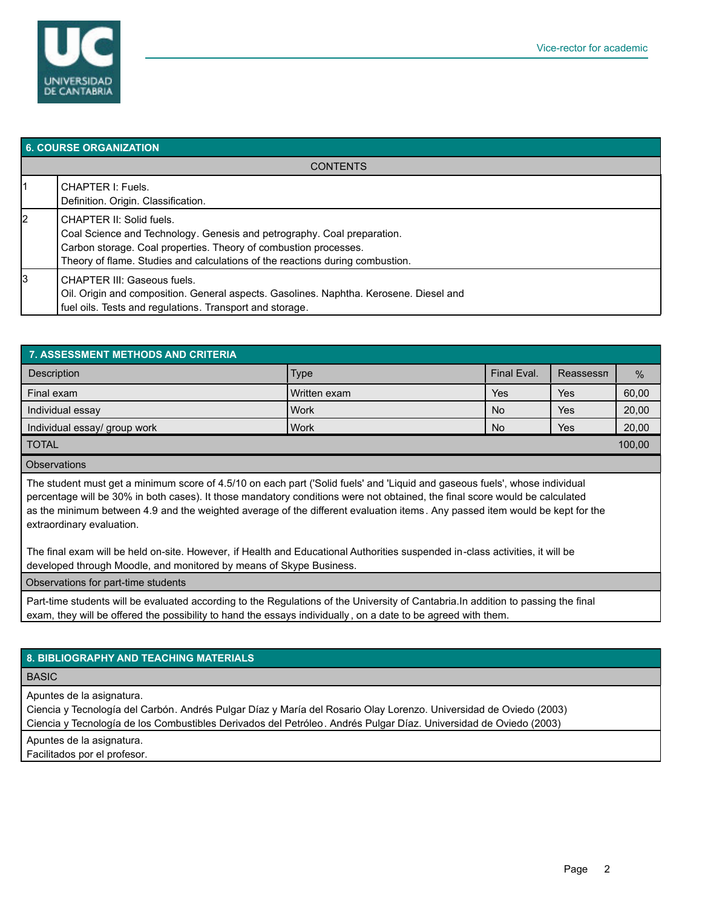## 6. COURSE ORGANIZATION

| CONTENTS | |
|---|---|
| 1 | CHAPTER I: Fuels.<br>Definition. Origin. Classification. |
| 2 | CHAPTER II: Solid fuels.<br>Coal Science and Technology. Genesis and petrography. Coal preparation.<br>Carbon storage. Coal properties. Theory of combustion processes.<br>Theory of flame. Studies and calculations of the reactions during combustion. |
| 3 | CHAPTER III: Gaseous fuels.<br>Oil. Origin and composition. General aspects. Gasolines. Naphtha. Kerosene. Diesel and fuel oils. Tests and regulations. Transport and storage. |

## 7. ASSESSMENT METHODS AND CRITERIA

| Description | Type | Final Eval. | Reassessn | % |
|---|---|---|---|---|
| Final exam | Written exam | Yes | Yes | 60,00 |
| Individual essay | Work | No | Yes | 20,00 |
| Individual essay/ group work | Work | No | Yes | 20,00 |
| TOTAL | | | | 100,00 |

**Observations**

The student must get a minimum score of 4.5/10 on each part ('Solid fuels' and 'Liquid and gaseous fuels', whose individual percentage will be 30% in both cases). It those mandatory conditions were not obtained, the final score would be calculated as the minimum between 4.9 and the weighted average of the different evaluation items. Any passed item would be kept for the extraordinary evaluation.

The final exam will be held on-site. However, if Health and Educational Authorities suspended in-class activities, it will be developed through Moodle, and monitored by means of Skype Business.

**Observations for part-time students**

Part-time students will be evaluated according to the Regulations of the University of Cantabria.In addition to passing the final exam, they will be offered the possibility to hand the essays individually, on a date to be agreed with them.

## 8. BIBLIOGRAPHY AND TEACHING MATERIALS

**BASIC**

Apuntes de la asignatura.
Ciencia y Tecnología del Carbón. Andrés Pulgar Díaz y María del Rosario Olay Lorenzo. Universidad de Oviedo (2003)
Ciencia y Tecnología de los Combustibles Derivados del Petróleo. Andrés Pulgar Díaz. Universidad de Oviedo (2003)

Apuntes de la asignatura.
Facilitados por el profesor.